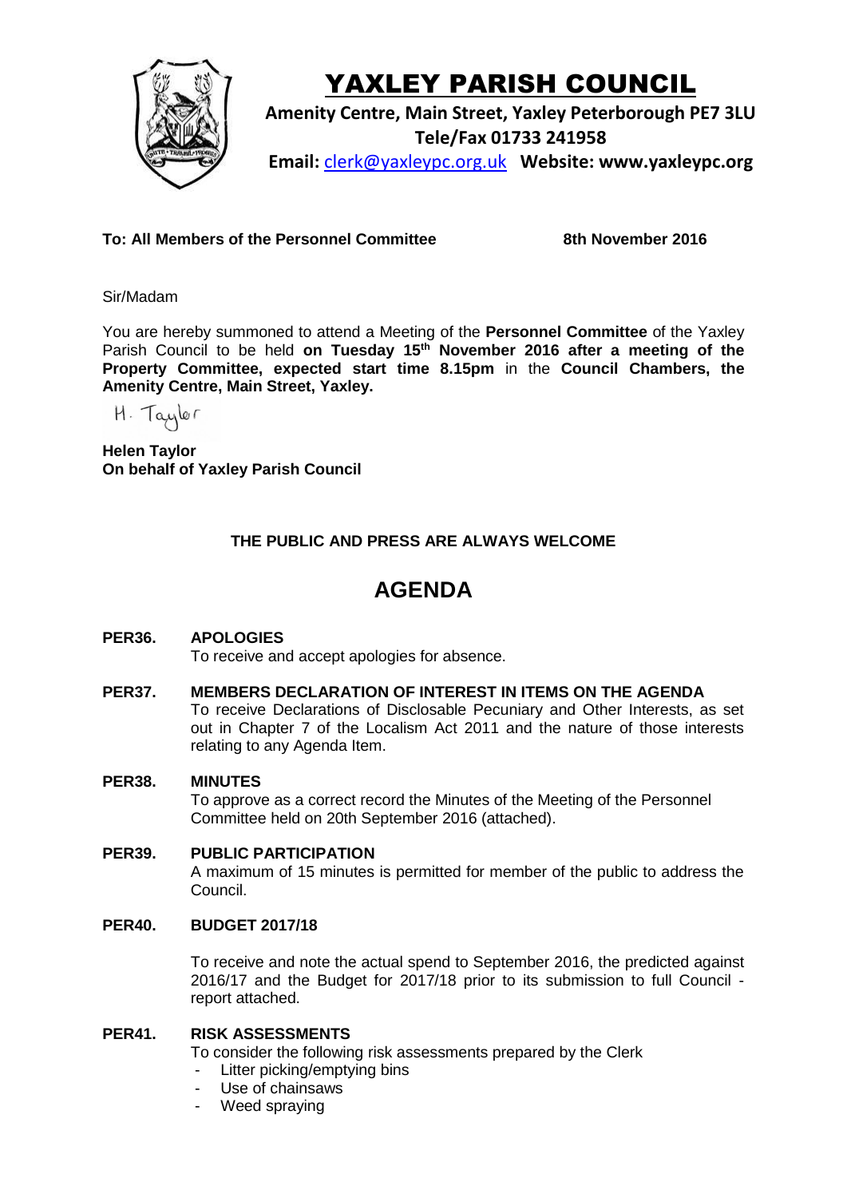# YAXLEY PARISH COUNCIL

**Amenity Centre, Main Street, Yaxley Peterborough PE7 3LU**
**Tele/Fax 01733 241958**
**Email:** clerk@yaxleypc.org.uk **Website: www.yaxleypc.org**

**To: All Members of the Personnel Committee** **8th November 2016**

Sir/Madam

You are hereby summoned to attend a Meeting of the **Personnel Committee** of the Yaxley Parish Council to be held **on Tuesday 15th November 2016 after a meeting of the Property Committee, expected start time 8.15pm** in the **Council Chambers, the Amenity Centre, Main Street, Yaxley.**

H. Taylor

**Helen Taylor**
**On behalf of Yaxley Parish Council**

**THE PUBLIC AND PRESS ARE ALWAYS WELCOME**

## AGENDA

**PER36. APOLOGIES**
To receive and accept apologies for absence.

**PER37. MEMBERS DECLARATION OF INTEREST IN ITEMS ON THE AGENDA**
To receive Declarations of Disclosable Pecuniary and Other Interests, as set out in Chapter 7 of the Localism Act 2011 and the nature of those interests relating to any Agenda Item.

**PER38. MINUTES**
To approve as a correct record the Minutes of the Meeting of the Personnel Committee held on 20th September 2016 (attached).

**PER39. PUBLIC PARTICIPATION**
A maximum of 15 minutes is permitted for member of the public to address the Council.

**PER40. BUDGET 2017/18**

To receive and note the actual spend to September 2016, the predicted against 2016/17 and the Budget for 2017/18 prior to its submission to full Council - report attached.

**PER41. RISK ASSESSMENTS**
To consider the following risk assessments prepared by the Clerk

- Litter picking/emptying bins
- Use of chainsaws
- Weed spraying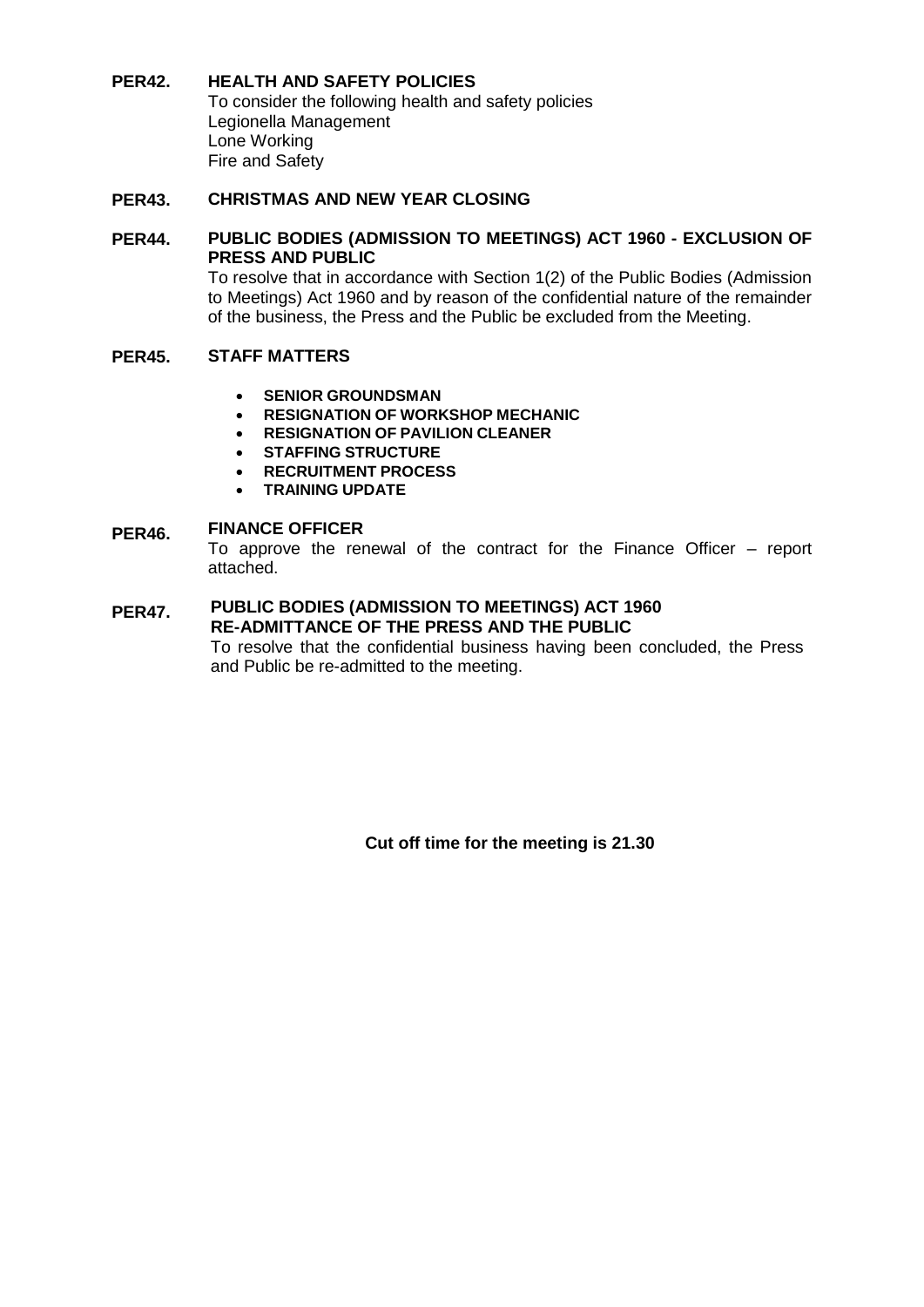**PER42. HEALTH AND SAFETY POLICIES**

To consider the following health and safety policies
Legionella Management
Lone Working
Fire and Safety

**PER43. CHRISTMAS AND NEW YEAR CLOSING**

**PER44. PUBLIC BODIES (ADMISSION TO MEETINGS) ACT 1960 - EXCLUSION OF PRESS AND PUBLIC**

To resolve that in accordance with Section 1(2) of the Public Bodies (Admission to Meetings) Act 1960 and by reason of the confidential nature of the remainder of the business, the Press and the Public be excluded from the Meeting.

**PER45. STAFF MATTERS**

- **SENIOR GROUNDSMAN**
- **RESIGNATION OF WORKSHOP MECHANIC**
- **RESIGNATION OF PAVILION CLEANER**
- **STAFFING STRUCTURE**
- **RECRUITMENT PROCESS**
- **TRAINING UPDATE**

**PER46. FINANCE OFFICER**

To approve the renewal of the contract for the Finance Officer – report attached.

**PER47. PUBLIC BODIES (ADMISSION TO MEETINGS) ACT 1960 RE-ADMITTANCE OF THE PRESS AND THE PUBLIC**

To resolve that the confidential business having been concluded, the Press and Public be re-admitted to the meeting.

**Cut off time for the meeting is 21.30**